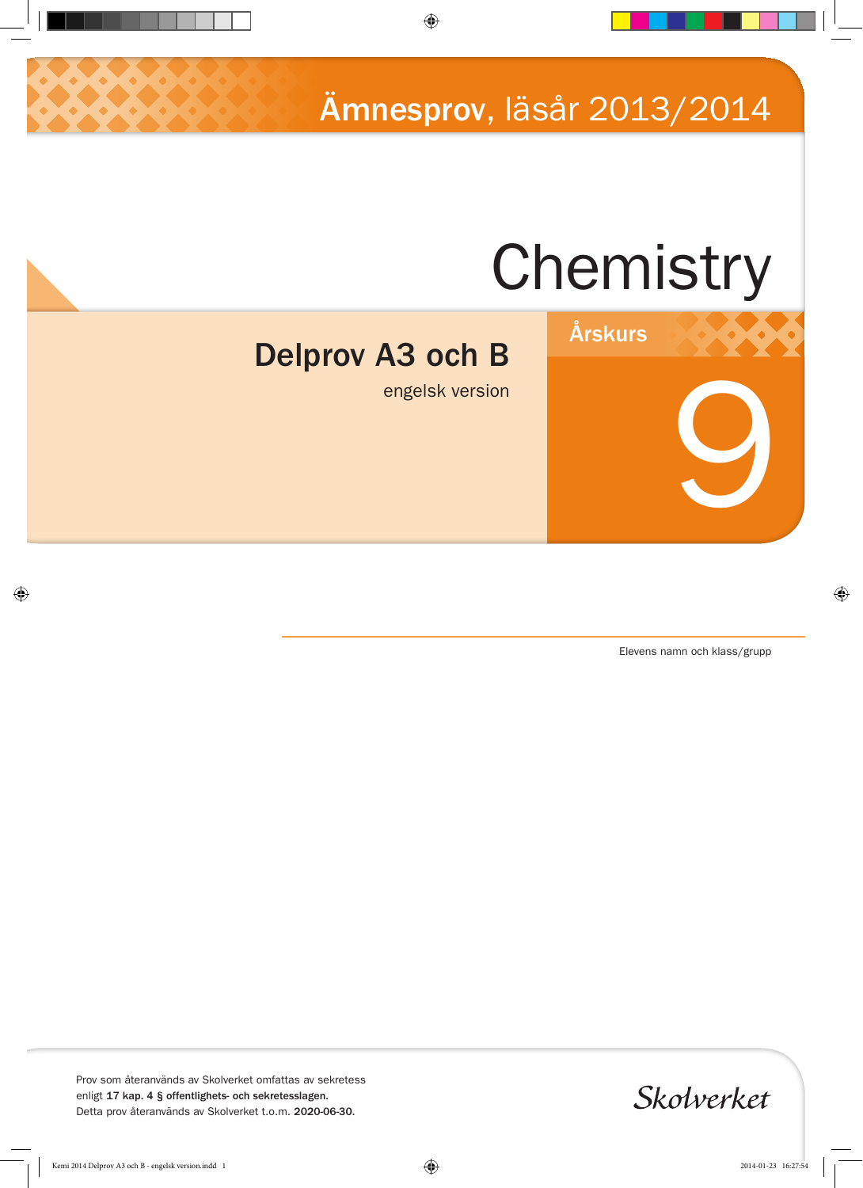# Ämnesprov, läsår 2013/2014

# Chemistry

## Delprov A3 och B

engelsk version

Årskurs

9

Elevens namn och klass/grupp

Prov som återanvänds av Skolverket omfattas av sekretess enligt **17 kap. 4 § offentlighets- och sekretesslagen.**
Detta prov återanvänds av Skolverket t.o.m. **2020-06-30.**

Skolverket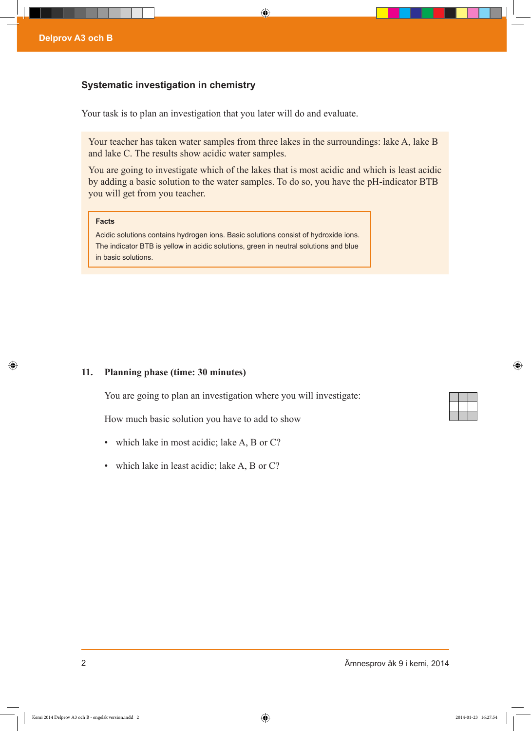## Systematic investigation in chemistry

Your task is to plan an investigation that you later will do and evaluate.

Your teacher has taken water samples from three lakes in the surroundings: lake A, lake B and lake C. The results show acidic water samples.

You are going to investigate which of the lakes that is most acidic and which is least acidic by adding a basic solution to the water samples. To do so, you have the pH-indicator BTB you will get from you teacher.

> **Facts**
>
> Acidic solutions contains hydrogen ions. Basic solutions consist of hydroxide ions. The indicator BTB is yellow in acidic solutions, green in neutral solutions and blue in basic solutions.

**11. Planning phase (time: 30 minutes)**

You are going to plan an investigation where you will investigate:

How much basic solution you have to add to show

- which lake in most acidic; lake A, B or C?
- which lake in least acidic; lake A, B or C?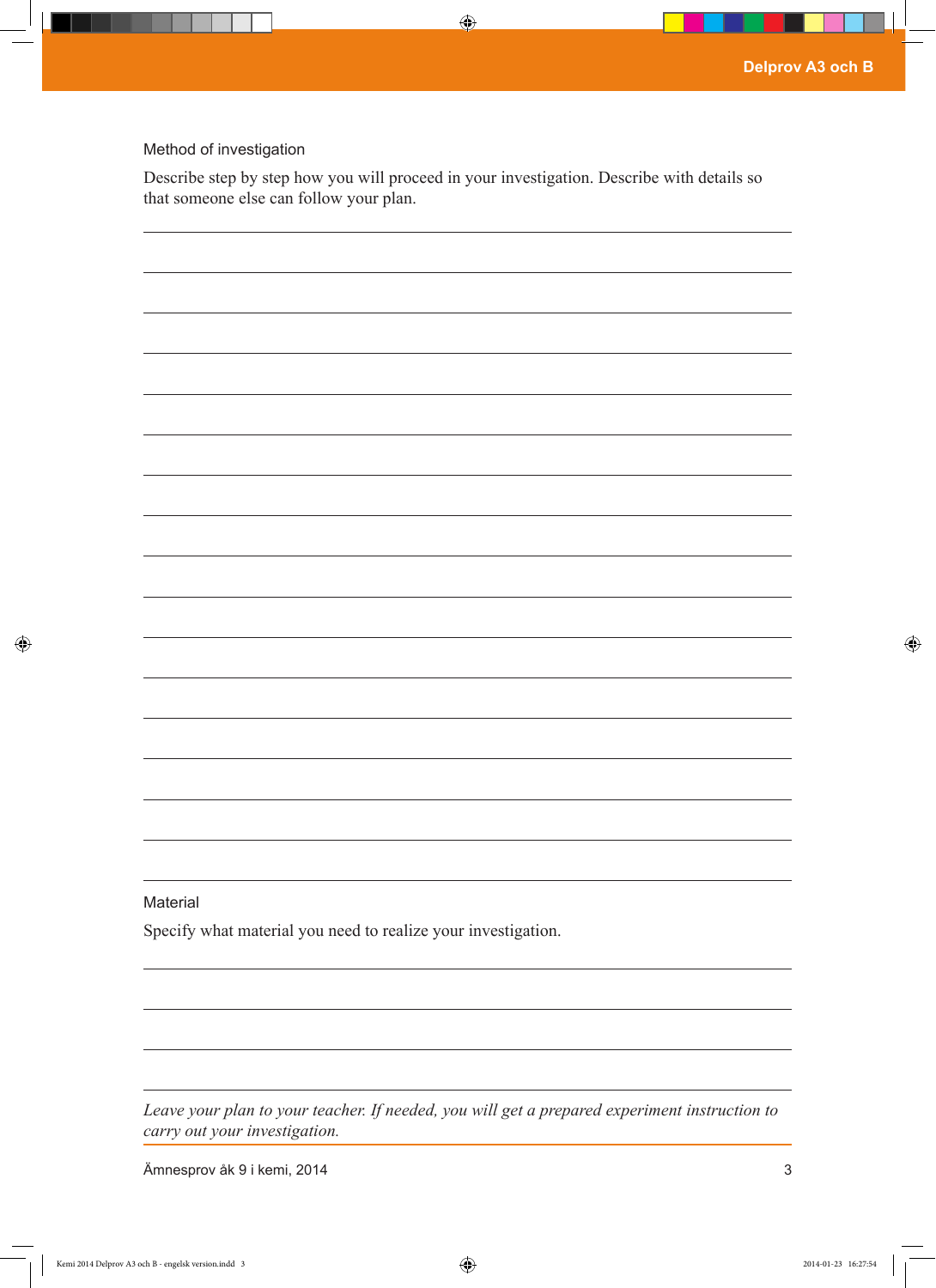Method of investigation

Describe step by step how you will proceed in your investigation. Describe with details so that someone else can follow your plan.

Material

Specify what material you need to realize your investigation.

*Leave your plan to your teacher. If needed, you will get a prepared experiment instruction to carry out your investigation.*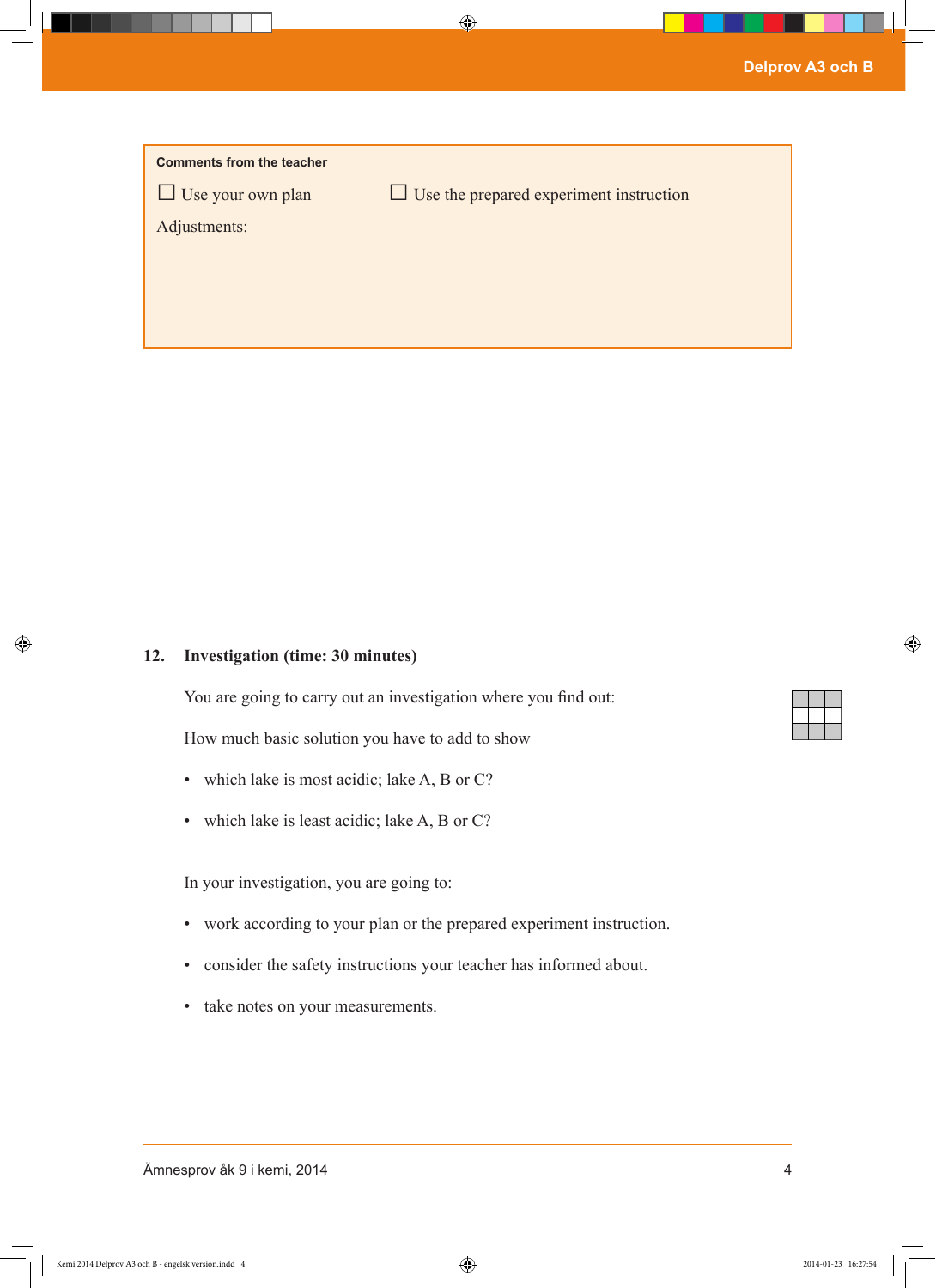**Comments from the teacher**

☐ Use your own plan ☐ Use the prepared experiment instruction

Adjustments:

## 12. Investigation (time: 30 minutes)

You are going to carry out an investigation where you find out:

How much basic solution you have to add to show

- which lake is most acidic; lake A, B or C?
- which lake is least acidic; lake A, B or C?

In your investigation, you are going to:

- work according to your plan or the prepared experiment instruction.
- consider the safety instructions your teacher has informed about.
- take notes on your measurements.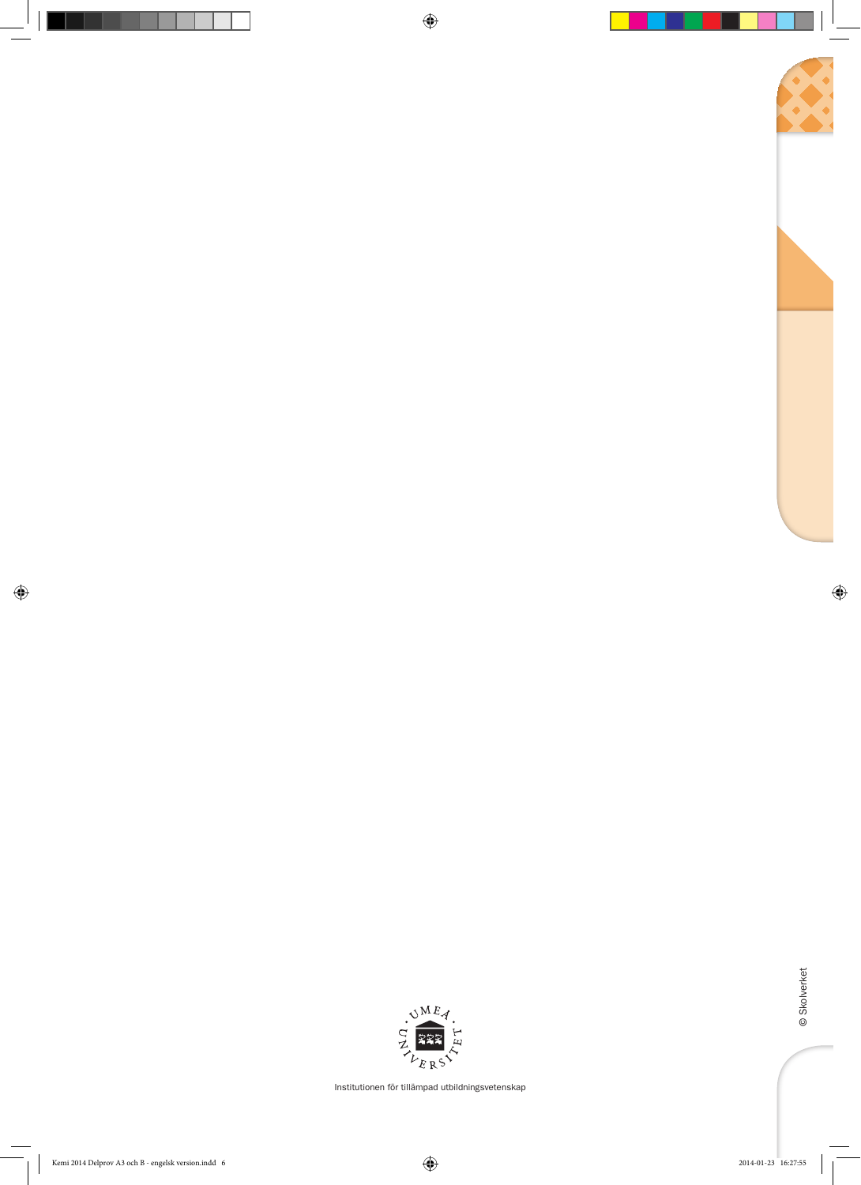© Skolverket

Institutionen för tillämpad utbildningsvetenskap